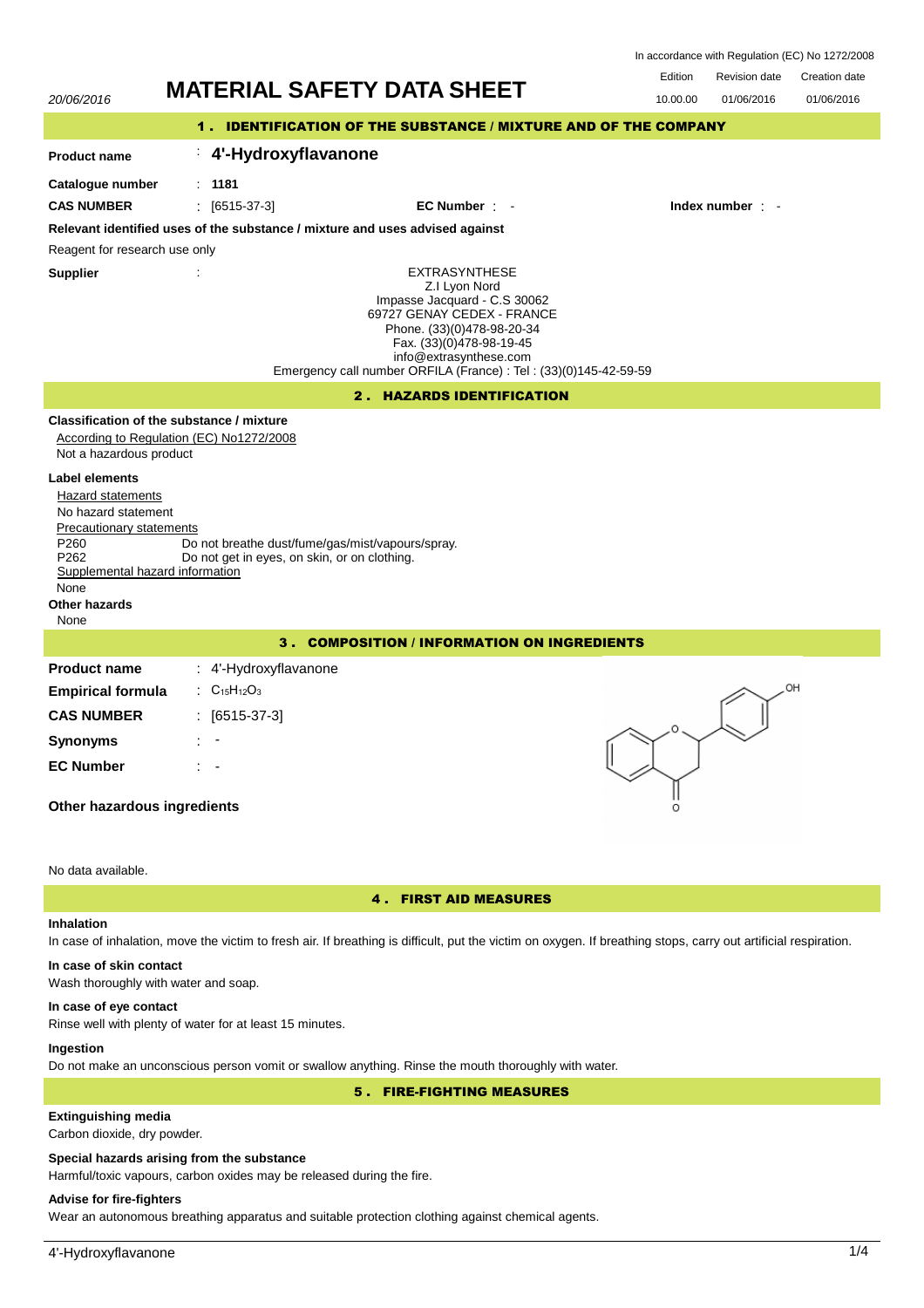In accordance with Regulation (EC) No 1272/2008

20/06/2016

# MATERIAL SAFETY DATA SHEET

| Edition | Revision date | Creation date |
|---|---|---|
| 10.00.00 | 01/06/2016 | 01/06/2016 |

## 1. IDENTIFICATION OF THE SUBSTANCE / MIXTURE AND OF THE COMPANY

**Product name** : **4'-Hydroxyflavanone**

**Catalogue number** : **1181**

**CAS NUMBER** : [6515-37-3] **EC Number** : - **Index number** : -

**Relevant identified uses of the substance / mixture and uses advised against**

Reagent for research use only

**Supplier** :

EXTRASYNTHESE
Z.I Lyon Nord
Impasse Jacquard - C.S 30062
69727 GENAY CEDEX - FRANCE
Phone. (33)(0)478-98-20-34
Fax. (33)(0)478-98-19-45
info@extrasynthese.com
Emergency call number ORFILA (France) : Tel : (33)(0)145-42-59-59

## 2. HAZARDS IDENTIFICATION

**Classification of the substance / mixture**

According to Regulation (EC) No1272/2008

Not a hazardous product

**Label elements**

Hazard statements

No hazard statement

Precautionary statements

P260 Do not breathe dust/fume/gas/mist/vapours/spray.
P262 Do not get in eyes, on skin, or on clothing.

Supplemental hazard information

None

**Other hazards**

None

## 3. COMPOSITION / INFORMATION ON INGREDIENTS

**Product name** : 4'-Hydroxyflavanone

**Empirical formula** : $C_{15}H_{12}O_3$

**CAS NUMBER** : [6515-37-3]

**Synonyms** : -

**EC Number** : -

**Other hazardous ingredients**

No data available.

## 4. FIRST AID MEASURES

**Inhalation**

In case of inhalation, move the victim to fresh air. If breathing is difficult, put the victim on oxygen. If breathing stops, carry out artificial respiration.

**In case of skin contact**

Wash thoroughly with water and soap.

**In case of eye contact**

Rinse well with plenty of water for at least 15 minutes.

**Ingestion**

Do not make an unconscious person vomit or swallow anything. Rinse the mouth thoroughly with water.

## 5. FIRE-FIGHTING MEASURES

**Extinguishing media**

Carbon dioxide, dry powder.

**Special hazards arising from the substance**

Harmful/toxic vapours, carbon oxides may be released during the fire.

**Advise for fire-fighters**

Wear an autonomous breathing apparatus and suitable protection clothing against chemical agents.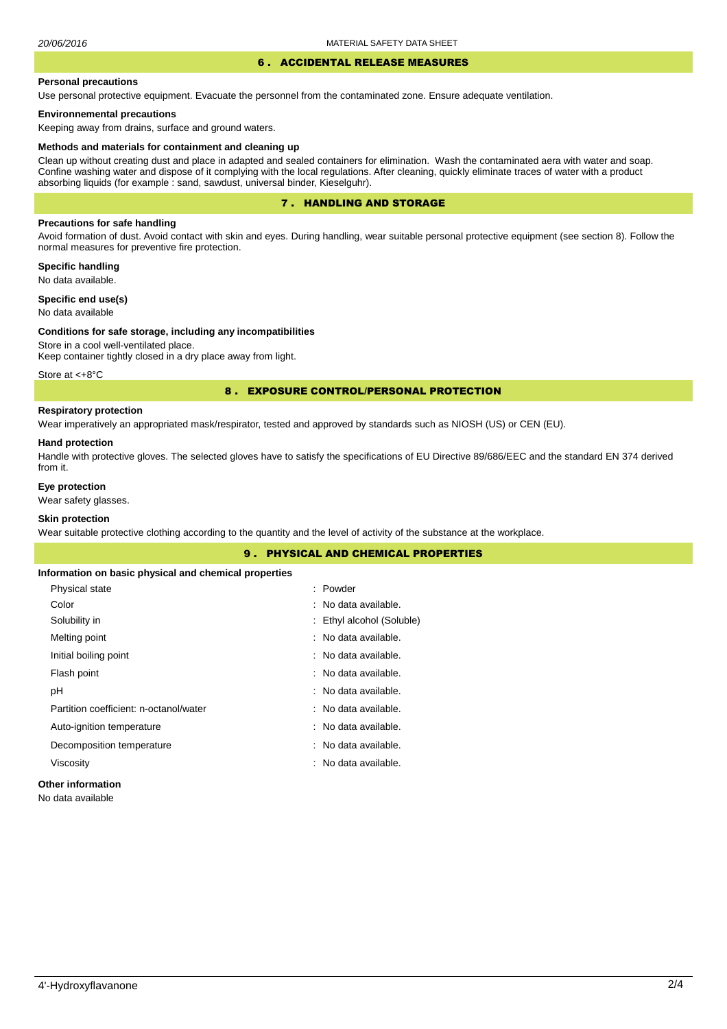## 6 . ACCIDENTAL RELEASE MEASURES

**Personal precautions**

Use personal protective equipment. Evacuate the personnel from the contaminated zone. Ensure adequate ventilation.

**Environnemental precautions**

Keeping away from drains, surface and ground waters.

**Methods and materials for containment and cleaning up**

Clean up without creating dust and place in adapted and sealed containers for elimination. Wash the contaminated aera with water and soap. Confine washing water and dispose of it complying with the local regulations. After cleaning, quickly eliminate traces of water with a product absorbing liquids (for example : sand, sawdust, universal binder, Kieselguhr).

## 7 . HANDLING AND STORAGE

**Precautions for safe handling**

Avoid formation of dust. Avoid contact with skin and eyes. During handling, wear suitable personal protective equipment (see section 8). Follow the normal measures for preventive fire protection.

**Specific handling**

No data available.

**Specific end use(s)**

No data available

**Conditions for safe storage, including any incompatibilities**

Store in a cool well-ventilated place.
Keep container tightly closed in a dry place away from light.

Store at <+8°C

## 8 . EXPOSURE CONTROL/PERSONAL PROTECTION

**Respiratory protection**

Wear imperatively an appropriated mask/respirator, tested and approved by standards such as NIOSH (US) or CEN (EU).

**Hand protection**

Handle with protective gloves. The selected gloves have to satisfy the specifications of EU Directive 89/686/EEC and the standard EN 374 derived from it.

**Eye protection**

Wear safety glasses.

**Skin protection**

Wear suitable protective clothing according to the quantity and the level of activity of the substance at the workplace.

## 9 . PHYSICAL AND CHEMICAL PROPERTIES

**Information on basic physical and chemical properties**

| | |
|---|---|
| Physical state | : Powder |
| Color | : No data available. |
| Solubility in | : Ethyl alcohol (Soluble) |
| Melting point | : No data available. |
| Initial boiling point | : No data available. |
| Flash point | : No data available. |
| pH | : No data available. |
| Partition coefficient: n-octanol/water | : No data available. |
| Auto-ignition temperature | : No data available. |
| Decomposition temperature | : No data available. |
| Viscosity | : No data available. |

**Other information**

No data available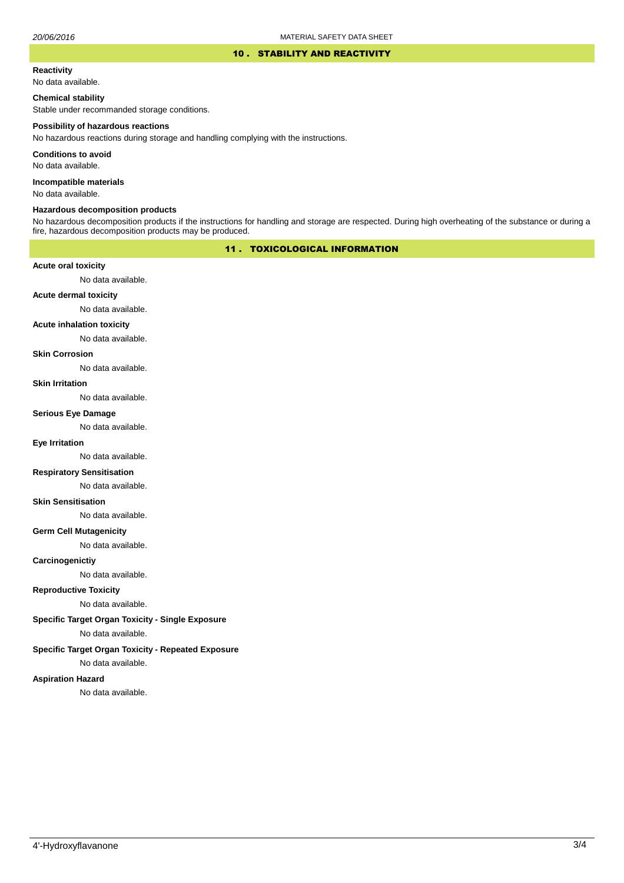## 10 . STABILITY AND REACTIVITY

**Reactivity**

No data available.

**Chemical stability**

Stable under recommanded storage conditions.

**Possibility of hazardous reactions**

No hazardous reactions during storage and handling complying with the instructions.

**Conditions to avoid**

No data available.

**Incompatible materials**

No data available.

**Hazardous decomposition products**

No hazardous decomposition products if the instructions for handling and storage are respected. During high overheating of the substance or during a fire, hazardous decomposition products may be produced.

## 11 . TOXICOLOGICAL INFORMATION

**Acute oral toxicity**

No data available.

**Acute dermal toxicity**

No data available.

**Acute inhalation toxicity**

No data available.

**Skin Corrosion**

No data available.

**Skin Irritation**

No data available.

**Serious Eye Damage**

No data available.

**Eye Irritation**

No data available.

**Respiratory Sensitisation**

No data available.

**Skin Sensitisation**

No data available.

**Germ Cell Mutagenicity**

No data available.

**Carcinogenictiy**

No data available.

**Reproductive Toxicity**

No data available.

**Specific Target Organ Toxicity - Single Exposure**

No data available.

**Specific Target Organ Toxicity - Repeated Exposure**

No data available.

**Aspiration Hazard**

No data available.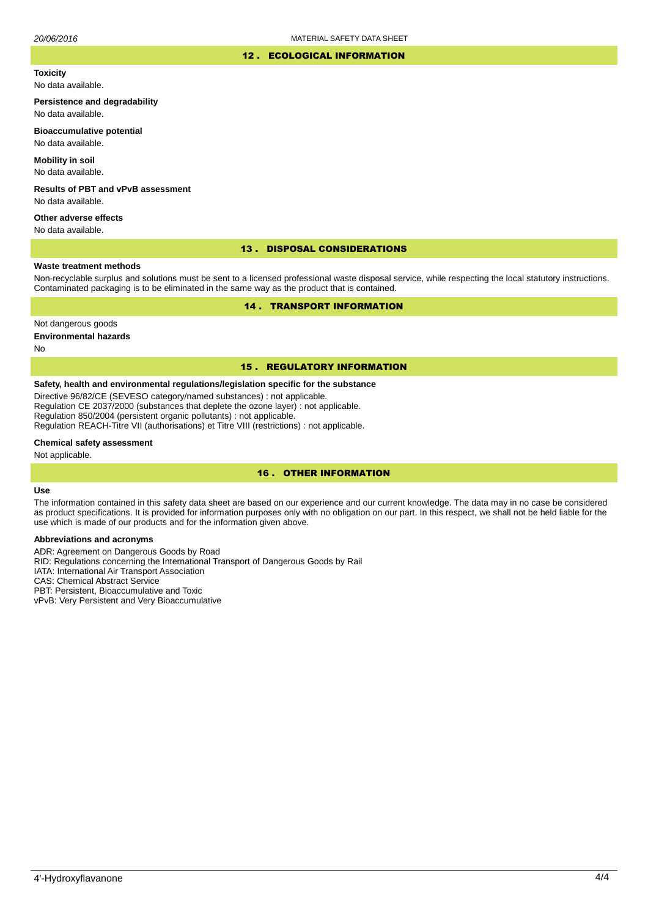## 12 . ECOLOGICAL INFORMATION

**Toxicity**

No data available.

**Persistence and degradability**

No data available.

**Bioaccumulative potential**

No data available.

**Mobility in soil**

No data available.

**Results of PBT and vPvB assessment**

No data available.

**Other adverse effects**

No data available.

## 13 . DISPOSAL CONSIDERATIONS

**Waste treatment methods**

Non-recyclable surplus and solutions must be sent to a licensed professional waste disposal service, while respecting the local statutory instructions. Contaminated packaging is to be eliminated in the same way as the product that is contained.

## 14 . TRANSPORT INFORMATION

Not dangerous goods

**Environmental hazards**

No

## 15 . REGULATORY INFORMATION

**Safety, health and environmental regulations/legislation specific for the substance**

Directive 96/82/CE (SEVESO category/named substances) : not applicable.
Regulation CE 2037/2000 (substances that deplete the ozone layer) : not applicable.
Regulation 850/2004 (persistent organic pollutants) : not applicable.
Regulation REACH-Titre VII (authorisations) et Titre VIII (restrictions) : not applicable.

**Chemical safety assessment**

Not applicable.

## 16 . OTHER INFORMATION

**Use**

The information contained in this safety data sheet are based on our experience and our current knowledge. The data may in no case be considered as product specifications. It is provided for information purposes only with no obligation on our part. In this respect, we shall not be held liable for the use which is made of our products and for the information given above.

**Abbreviations and acronyms**

ADR: Agreement on Dangerous Goods by Road
RID: Regulations concerning the International Transport of Dangerous Goods by Rail
IATA: International Air Transport Association
CAS: Chemical Abstract Service
PBT: Persistent, Bioaccumulative and Toxic
vPvB: Very Persistent and Very Bioaccumulative